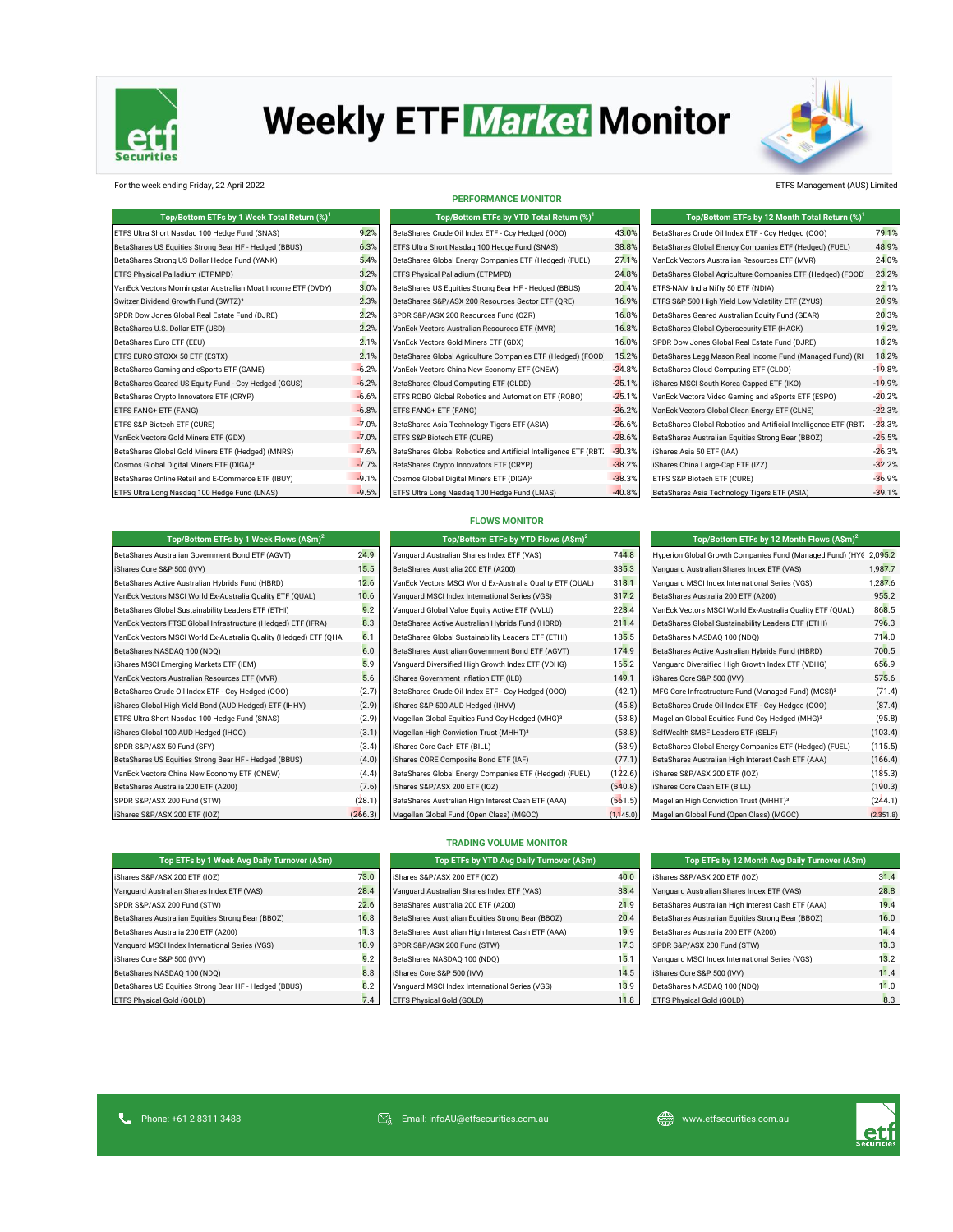# Weekly ETF Market Monitor

For the week ending Friday, 22 April 2022

ETFS Management (AUS) Limited

## PERFORMANCE MONITOR

| Top/Bottom ETFs by 1 Week Total Return (%)[1] | |
|---|---|
| ETFS Ultra Short Nasdaq 100 Hedge Fund (SNAS) | 9.2% |
| BetaShares US Equities Strong Bear HF - Hedged (BBUS) | 6.3% |
| BetaShares Strong US Dollar Hedge Fund (YANK) | 5.4% |
| ETFS Physical Palladium (ETPMPD) | 3.2% |
| VanEck Vectors Morningstar Australian Moat Income ETF (DVDY) | 3.0% |
| Switzer Dividend Growth Fund (SWTZ)³ | 2.3% |
| SPDR Dow Jones Global Real Estate Fund (DJRE) | 2.2% |
| BetaShares U.S. Dollar ETF (USD) | 2.2% |
| BetaShares Euro ETF (EEU) | 2.1% |
| ETFS EURO STOXX 50 ETF (ESTX) | 2.1% |
| BetaShares Gaming and eSports ETF (GAME) | -6.2% |
| BetaShares Geared US Equity Fund - Ccy Hedged (GGUS) | -6.2% |
| BetaShares Crypto Innovators ETF (CRYP) | -6.6% |
| ETFS FANG+ ETF (FANG) | -6.8% |
| ETFS S&P Biotech ETF (CURE) | -7.0% |
| VanEck Vectors Gold Miners ETF (GDX) | -7.0% |
| BetaShares Global Gold Miners ETF (Hedged) (MNRS) | -7.6% |
| Cosmos Global Digital Miners ETF (DIGA)³ | -7.7% |
| BetaShares Online Retail and E-Commerce ETF (IBUY) | -9.1% |
| ETFS Ultra Long Nasdaq 100 Hedge Fund (LNAS) | -9.5% |

| Top/Bottom ETFs by YTD Total Return (%)[1] | |
|---|---|
| BetaShares Crude Oil Index ETF - Ccy Hedged (OOO) | 43.0% |
| ETFS Ultra Short Nasdaq 100 Hedge Fund (SNAS) | 38.8% |
| BetaShares Global Energy Companies ETF (Hedged) (FUEL) | 27.1% |
| ETFS Physical Palladium (ETPMPD) | 24.8% |
| BetaShares US Equities Strong Bear HF - Hedged (BBUS) | 20.4% |
| BetaShares S&P/ASX 200 Resources Sector ETF (QRE) | 16.9% |
| SPDR S&P/ASX 200 Resources Fund (OZR) | 16.8% |
| VanEck Vectors Australian Resources ETF (MVR) | 16.8% |
| VanEck Vectors Gold Miners ETF (GDX) | 16.0% |
| BetaShares Global Agriculture Companies ETF (Hedged) (FOOD | 15.2% |
| VanEck Vectors China New Economy ETF (CNEW) | -24.8% |
| BetaShares Cloud Computing ETF (CLDD) | -25.1% |
| ETFS ROBO Global Robotics and Automation ETF (ROBO) | -25.1% |
| ETFS FANG+ ETF (FANG) | -26.2% |
| BetaShares Asia Technology Tigers ETF (ASIA) | -26.6% |
| ETFS S&P Biotech ETF (CURE) | -28.6% |
| BetaShares Global Robotics and Artificial Intelligence ETF (RBT | -30.3% |
| BetaShares Crypto Innovators ETF (CRYP) | -38.2% |
| Cosmos Global Digital Miners ETF (DIGA)³ | -38.3% |
| ETFS Ultra Long Nasdaq 100 Hedge Fund (LNAS) | -40.8% |

| Top/Bottom ETFs by 12 Month Total Return (%)[1] | |
|---|---|
| BetaShares Crude Oil Index ETF - Ccy Hedged (OOO) | 79.1% |
| BetaShares Global Energy Companies ETF (Hedged) (FUEL) | 48.9% |
| VanEck Vectors Australian Resources ETF (MVR) | 24.0% |
| BetaShares Global Agriculture Companies ETF (Hedged) (FOOD | 23.2% |
| ETFS-NAM India Nifty 50 ETF (NDIA) | 22.1% |
| ETFS S&P 500 High Yield Low Volatility ETF (ZYUS) | 20.9% |
| BetaShares Geared Australian Equity Fund (GEAR) | 20.3% |
| BetaShares Global Cybersecurity ETF (HACK) | 19.2% |
| SPDR Dow Jones Global Real Estate Fund (DJRE) | 18.2% |
| BetaShares Legg Mason Real Income Fund (Managed Fund) (RI | 18.2% |
| BetaShares Cloud Computing ETF (CLDD) | -19.8% |
| iShares MSCI South Korea Capped ETF (IKO) | -19.9% |
| VanEck Vectors Video Gaming and eSports ETF (ESPO) | -20.2% |
| VanEck Vectors Global Clean Energy ETF (CLNE) | -22.3% |
| BetaShares Global Robotics and Artificial Intelligence ETF (RBT | -23.3% |
| BetaShares Australian Equities Strong Bear (BBOZ) | -25.5% |
| iShares Asia 50 ETF (IAA) | -26.3% |
| iShares China Large-Cap ETF (IZZ) | -32.2% |
| ETFS S&P Biotech ETF (CURE) | -36.9% |
| BetaShares Asia Technology Tigers ETF (ASIA) | -39.1% |

## FLOWS MONITOR

| Top/Bottom ETFs by 1 Week Flows (A$m)[2] | |
|---|---|
| BetaShares Australian Government Bond ETF (AGVT) | 24.9 |
| iShares Core S&P 500 (IVV) | 15.5 |
| BetaShares Active Australian Hybrids Fund (HBRD) | 12.6 |
| VanEck Vectors MSCI World Ex-Australia Quality ETF (QUAL) | 10.6 |
| BetaShares Global Sustainability Leaders ETF (ETHI) | 9.2 |
| VanEck Vectors FTSE Global Infrastructure (Hedged) ETF (IFRA) | 8.3 |
| VanEck Vectors MSCI World Ex-Australia Quality (Hedged) ETF (QHAI | 6.1 |
| BetaShares NASDAQ 100 (NDQ) | 6.0 |
| iShares MSCI Emerging Markets ETF (IEM) | 5.9 |
| VanEck Vectors Australian Resources ETF (MVR) | 5.6 |
| BetaShares Crude Oil Index ETF - Ccy Hedged (OOO) | (2.7) |
| iShares Global High Yield Bond (AUD Hedged) ETF (IHHY) | (2.9) |
| ETFS Ultra Short Nasdaq 100 Hedge Fund (SNAS) | (2.9) |
| iShares Global 100 AUD Hedged (IHOO) | (3.1) |
| SPDR S&P/ASX 50 Fund (SFY) | (3.4) |
| BetaShares US Equities Strong Bear HF - Hedged (BBUS) | (4.0) |
| VanEck Vectors China New Economy ETF (CNEW) | (4.4) |
| BetaShares Australia 200 ETF (A200) | (7.6) |
| SPDR S&P/ASX 200 Fund (STW) | (28.1) |
| iShares S&P/ASX 200 ETF (IOZ) | (266.3) |

| Top/Bottom ETFs by YTD Flows (A$m)[2] | |
|---|---|
| Vanguard Australian Shares Index ETF (VAS) | 744.8 |
| BetaShares Australia 200 ETF (A200) | 335.3 |
| VanEck Vectors MSCI World Ex-Australia Quality ETF (QUAL) | 318.1 |
| Vanguard MSCI Index International Series (VGS) | 317.2 |
| Vanguard Global Value Equity Active ETF (VVLU) | 223.4 |
| BetaShares Active Australian Hybrids Fund (HBRD) | 211.4 |
| BetaShares Global Sustainability Leaders ETF (ETHI) | 185.5 |
| BetaShares Australian Government Bond ETF (AGVT) | 174.9 |
| Vanguard Diversified High Growth Index ETF (VDHG) | 165.2 |
| iShares Government Inflation ETF (ILB) | 149.1 |
| BetaShares Crude Oil Index ETF - Ccy Hedged (OOO) | (42.1) |
| iShares S&P 500 AUD Hedged (IHVV) | (45.8) |
| Magellan Global Equities Fund Ccy Hedged (MHG)³ | (58.8) |
| Magellan High Conviction Trust (MHHT)³ | (58.8) |
| iShares Core Cash ETF (BILL) | (58.9) |
| iShares CORE Composite Bond ETF (IAF) | (77.1) |
| BetaShares Global Energy Companies ETF (Hedged) (FUEL) | (122.6) |
| iShares S&P/ASX 200 ETF (IOZ) | (540.8) |
| BetaShares Australian High Interest Cash ETF (AAA) | (561.5) |
| Magellan Global Fund (Open Class) (MGOC) | (1,145.0) |

| Top/Bottom ETFs by 12 Month Flows (A$m)[2] | |
|---|---|
| Hyperion Global Growth Companies Fund (Managed Fund) (HYG | 2,095.2 |
| Vanguard Australian Shares Index ETF (VAS) | 1,987.7 |
| Vanguard MSCI Index International Series (VGS) | 1,287.6 |
| BetaShares Australia 200 ETF (A200) | 955.2 |
| VanEck Vectors MSCI World Ex-Australia Quality ETF (QUAL) | 868.5 |
| BetaShares Global Sustainability Leaders ETF (ETHI) | 796.3 |
| BetaShares NASDAQ 100 (NDQ) | 714.0 |
| BetaShares Active Australian Hybrids Fund (HBRD) | 700.5 |
| Vanguard Diversified High Growth Index ETF (VDHG) | 656.9 |
| iShares Core S&P 500 (IVV) | 575.6 |
| MFG Core Infrastructure Fund (Managed Fund) (MCSI)³ | (71.4) |
| BetaShares Crude Oil Index ETF - Ccy Hedged (OOO) | (87.4) |
| Magellan Global Equities Fund Ccy Hedged (MHG)³ | (95.8) |
| SelfWealth SMSF Leaders ETF (SELF) | (103.4) |
| BetaShares Global Energy Companies ETF (Hedged) (FUEL) | (115.5) |
| BetaShares Australian High Interest Cash ETF (AAA) | (166.4) |
| iShares S&P/ASX 200 ETF (IOZ) | (185.3) |
| iShares Core Cash ETF (BILL) | (190.3) |
| Magellan High Conviction Trust (MHHT)³ | (244.1) |
| Magellan Global Fund (Open Class) (MGOC) | (2,351.8) |

## TRADING VOLUME MONITOR

| Top ETFs by 1 Week Avg Daily Turnover (A$m) | |
|---|---|
| iShares S&P/ASX 200 ETF (IOZ) | 73.0 |
| Vanguard Australian Shares Index ETF (VAS) | 28.4 |
| SPDR S&P/ASX 200 Fund (STW) | 22.6 |
| BetaShares Australian Equities Strong Bear (BBOZ) | 16.8 |
| BetaShares Australia 200 ETF (A200) | 11.3 |
| Vanguard MSCI Index International Series (VGS) | 10.9 |
| iShares Core S&P 500 (IVV) | 9.2 |
| BetaShares NASDAQ 100 (NDQ) | 8.8 |
| BetaShares US Equities Strong Bear HF - Hedged (BBUS) | 8.2 |
| ETFS Physical Gold (GOLD) | 7.4 |

| Top ETFs by YTD Avg Daily Turnover (A$m) | |
|---|---|
| iShares S&P/ASX 200 ETF (IOZ) | 40.0 |
| Vanguard Australian Shares Index ETF (VAS) | 33.4 |
| BetaShares Australia 200 ETF (A200) | 21.9 |
| BetaShares Australian Equities Strong Bear (BBOZ) | 20.4 |
| BetaShares Australian High Interest Cash ETF (AAA) | 19.9 |
| SPDR S&P/ASX 200 Fund (STW) | 17.3 |
| BetaShares NASDAQ 100 (NDQ) | 15.1 |
| iShares Core S&P 500 (IVV) | 14.5 |
| Vanguard MSCI Index International Series (VGS) | 13.9 |
| ETFS Physical Gold (GOLD) | 11.8 |

| Top ETFs by 12 Month Avg Daily Turnover (A$m) | |
|---|---|
| iShares S&P/ASX 200 ETF (IOZ) | 31.4 |
| Vanguard Australian Shares Index ETF (VAS) | 28.8 |
| BetaShares Australian High Interest Cash ETF (AAA) | 19.4 |
| BetaShares Australian Equities Strong Bear (BBOZ) | 16.0 |
| BetaShares Australia 200 ETF (A200) | 14.4 |
| SPDR S&P/ASX 200 Fund (STW) | 13.3 |
| Vanguard MSCI Index International Series (VGS) | 13.2 |
| iShares Core S&P 500 (IVV) | 11.4 |
| BetaShares NASDAQ 100 (NDQ) | 11.0 |
| ETFS Physical Gold (GOLD) | 8.3 |

Phone: +61 2 8311 3488 | Email: infoAU@etfsecurities.com.au | www.etfsecurities.com.au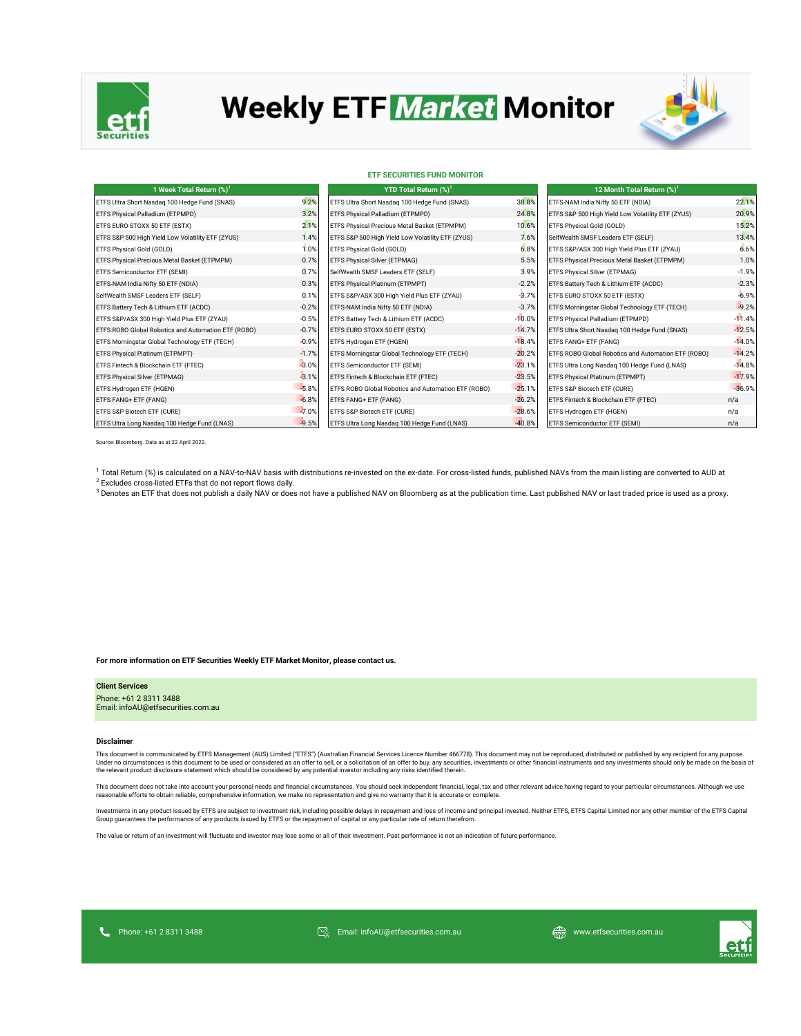# Weekly ETF Market Monitor

## ETF SECURITIES FUND MONITOR

| 1 Week Total Return (%)[1] | |
|---|---|
| ETFS Ultra Short Nasdaq 100 Hedge Fund (SNAS) | 9.2% |
| ETFS Physical Palladium (ETPMPD) | 3.2% |
| ETFS EURO STOXX 50 ETF (ESTX) | 2.1% |
| ETFS S&P 500 High Yield Low Volatility ETF (ZYUS) | 1.4% |
| ETFS Physical Gold (GOLD) | 1.0% |
| ETFS Physical Precious Metal Basket (ETPMPM) | 0.7% |
| ETFS Semiconductor ETF (SEMI) | 0.7% |
| ETFS-NAM India Nifty 50 ETF (NDIA) | 0.3% |
| SelfWealth SMSF Leaders ETF (SELF) | 0.1% |
| ETFS Battery Tech & Lithium ETF (ACDC) | -0.2% |
| ETFS S&P/ASX 300 High Yield Plus ETF (ZYAU) | -0.5% |
| ETFS ROBO Global Robotics and Automation ETF (ROBO) | -0.7% |
| ETFS Morningstar Global Technology ETF (TECH) | -0.9% |
| ETFS Physical Platinum (ETPMPT) | -1.7% |
| ETFS Fintech & Blockchain ETF (FTEC) | -3.0% |
| ETFS Physical Silver (ETPMAG) | -3.1% |
| ETFS Hydrogen ETF (HGEN) | -5.8% |
| ETFS FANG+ ETF (FANG) | -6.8% |
| ETFS S&P Biotech ETF (CURE) | -7.0% |
| ETFS Ultra Long Nasdaq 100 Hedge Fund (LNAS) | -9.5% |

| YTD Total Return (%)[1] | |
|---|---|
| ETFS Ultra Short Nasdaq 100 Hedge Fund (SNAS) | 38.8% |
| ETFS Physical Palladium (ETPMPD) | 24.8% |
| ETFS Physical Precious Metal Basket (ETPMPM) | 10.6% |
| ETFS S&P 500 High Yield Low Volatility ETF (ZYUS) | 7.6% |
| ETFS Physical Gold (GOLD) | 6.8% |
| ETFS Physical Silver (ETPMAG) | 5.5% |
| SelfWealth SMSF Leaders ETF (SELF) | 3.9% |
| ETFS Physical Platinum (ETPMPT) | -2.2% |
| ETFS S&P/ASX 300 High Yield Plus ETF (ZYAU) | -3.7% |
| ETFS-NAM India Nifty 50 ETF (NDIA) | -3.7% |
| ETFS Battery Tech & Lithium ETF (ACDC) | -10.0% |
| ETFS EURO STOXX 50 ETF (ESTX) | -14.7% |
| ETFS Hydrogen ETF (HGEN) | -18.4% |
| ETFS Morningstar Global Technology ETF (TECH) | -20.2% |
| ETFS Semiconductor ETF (SEMI) | -23.1% |
| ETFS Fintech & Blockchain ETF (FTEC) | -23.5% |
| ETFS ROBO Global Robotics and Automation ETF (ROBO) | -25.1% |
| ETFS FANG+ ETF (FANG) | -26.2% |
| ETFS S&P Biotech ETF (CURE) | -28.6% |
| ETFS Ultra Long Nasdaq 100 Hedge Fund (LNAS) | -40.8% |

| 12 Month Total Return (%)[1] | |
|---|---|
| ETFS-NAM India Nifty 50 ETF (NDIA) | 22.1% |
| ETFS S&P 500 High Yield Low Volatility ETF (ZYUS) | 20.9% |
| ETFS Physical Gold (GOLD) | 15.2% |
| SelfWealth SMSF Leaders ETF (SELF) | 13.4% |
| ETFS S&P/ASX 300 High Yield Plus ETF (ZYAU) | 6.6% |
| ETFS Physical Precious Metal Basket (ETPMPM) | 1.0% |
| ETFS Physical Silver (ETPMAG) | -1.9% |
| ETFS Battery Tech & Lithium ETF (ACDC) | -2.3% |
| ETFS EURO STOXX 50 ETF (ESTX) | -6.9% |
| ETFS Morningstar Global Technology ETF (TECH) | -9.2% |
| ETFS Physical Palladium (ETPMPD) | -11.4% |
| ETFS Ultra Short Nasdaq 100 Hedge Fund (SNAS) | -12.5% |
| ETFS FANG+ ETF (FANG) | -14.0% |
| ETFS ROBO Global Robotics and Automation ETF (ROBO) | -14.2% |
| ETFS Ultra Long Nasdaq 100 Hedge Fund (LNAS) | -14.8% |
| ETFS Physical Platinum (ETPMPT) | -17.9% |
| ETFS S&P Biotech ETF (CURE) | -36.9% |
| ETFS Fintech & Blockchain ETF (FTEC) | n/a |
| ETFS Hydrogen ETF (HGEN) | n/a |
| ETFS Semiconductor ETF (SEMI) | n/a |

Source: Bloomberg. Data as at 22 April 2022.

[1] Total Return (%) is calculated on a NAV-to-NAV basis with distributions re-invested on the ex-date. For cross-listed funds, published NAVs from the main listing are converted to AUD at

[2] Excludes cross-listed ETFs that do not report flows daily.

[3] Denotes an ETF that does not publish a daily NAV or does not have a published NAV on Bloomberg as at the publication time. Last published NAV or last traded price is used as a proxy.

**For more information on ETF Securities Weekly ETF Market Monitor, please contact us.**

**Client Services**
Phone: +61 2 8311 3488
Email: infoAU@etfsecurities.com.au

**Disclaimer**

This document is communicated by ETFS Management (AUS) Limited ("ETFS") (Australian Financial Services Licence Number 466778). This document may not be reproduced, distributed or published by any recipient for any purpose. Under no circumstances is this document to be used or considered as an offer to sell, or a solicitation of an offer to buy, any securities, investments or other financial instruments and any investments should only be made on the basis of the relevant product disclosure statement which should be considered by any potential investor including any risks identified therein.

This document does not take into account your personal needs and financial circumstances. You should seek independent financial, legal, tax and other relevant advice having regard to your particular circumstances. Although we use reasonable efforts to obtain reliable, comprehensive information, we make no representation and give no warranty that it is accurate or complete.

Investments in any product issued by ETFS are subject to investment risk, including possible delays in repayment and loss of income and principal invested. Neither ETFS, ETFS Capital Limited nor any other member of the ETFS Capital Group guarantees the performance of any products issued by ETFS or the repayment of capital or any particular rate of return therefrom.

The value or return of an investment will fluctuate and investor may lose some or all of their investment. Past performance is not an indication of future performance.

Phone: +61 2 8311 3488 | Email: infoAU@etfsecurities.com.au | www.etfsecurities.com.au